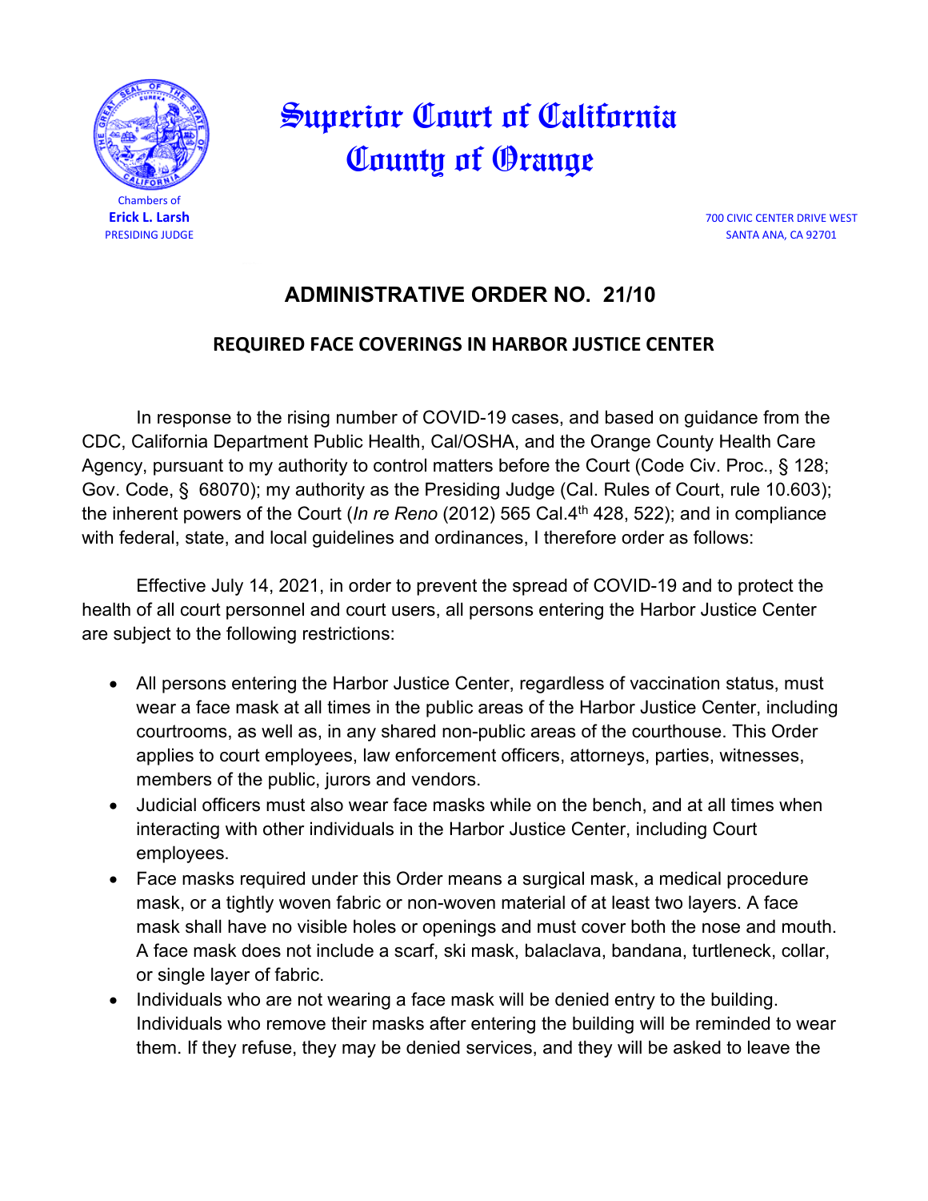# Superior Court of California County of Orange

Chambers of
**Erick L. Larsh**
PRESIDING JUDGE

700 CIVIC CENTER DRIVE WEST
SANTA ANA, CA 92701

## ADMINISTRATIVE ORDER NO. 21/10

### REQUIRED FACE COVERINGS IN HARBOR JUSTICE CENTER

In response to the rising number of COVID-19 cases, and based on guidance from the CDC, California Department Public Health, Cal/OSHA, and the Orange County Health Care Agency, pursuant to my authority to control matters before the Court (Code Civ. Proc., § 128; Gov. Code, § 68070); my authority as the Presiding Judge (Cal. Rules of Court, rule 10.603); the inherent powers of the Court (*In re Reno* (2012) 565 Cal.4th 428, 522); and in compliance with federal, state, and local guidelines and ordinances, I therefore order as follows:

Effective July 14, 2021, in order to prevent the spread of COVID-19 and to protect the health of all court personnel and court users, all persons entering the Harbor Justice Center are subject to the following restrictions:

- All persons entering the Harbor Justice Center, regardless of vaccination status, must wear a face mask at all times in the public areas of the Harbor Justice Center, including courtrooms, as well as, in any shared non-public areas of the courthouse. This Order applies to court employees, law enforcement officers, attorneys, parties, witnesses, members of the public, jurors and vendors.
- Judicial officers must also wear face masks while on the bench, and at all times when interacting with other individuals in the Harbor Justice Center, including Court employees.
- Face masks required under this Order means a surgical mask, a medical procedure mask, or a tightly woven fabric or non-woven material of at least two layers. A face mask shall have no visible holes or openings and must cover both the nose and mouth. A face mask does not include a scarf, ski mask, balaclava, bandana, turtleneck, collar, or single layer of fabric.
- Individuals who are not wearing a face mask will be denied entry to the building. Individuals who remove their masks after entering the building will be reminded to wear them. If they refuse, they may be denied services, and they will be asked to leave the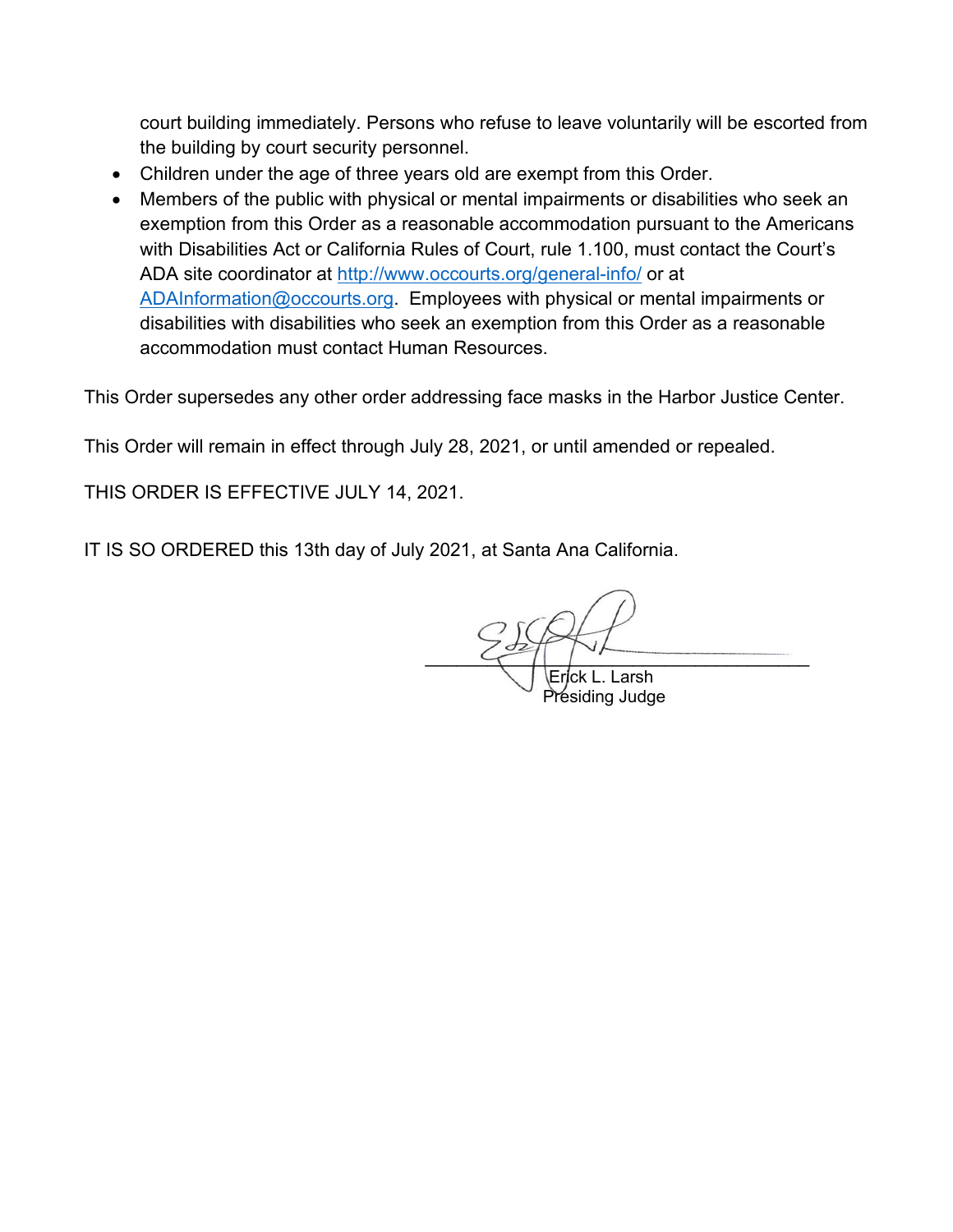court building immediately. Persons who refuse to leave voluntarily will be escorted from the building by court security personnel.

- Children under the age of three years old are exempt from this Order.
- Members of the public with physical or mental impairments or disabilities who seek an exemption from this Order as a reasonable accommodation pursuant to the Americans with Disabilities Act or California Rules of Court, rule 1.100, must contact the Court's ADA site coordinator at http://www.occourts.org/general-info/ or at ADAInformation@occourts.org. Employees with physical or mental impairments or disabilities with disabilities who seek an exemption from this Order as a reasonable accommodation must contact Human Resources.

This Order supersedes any other order addressing face masks in the Harbor Justice Center.

This Order will remain in effect through July 28, 2021, or until amended or repealed.

THIS ORDER IS EFFECTIVE JULY 14, 2021.

IT IS SO ORDERED this 13th day of July 2021, at Santa Ana California.

Erick L. Larsh
Presiding Judge